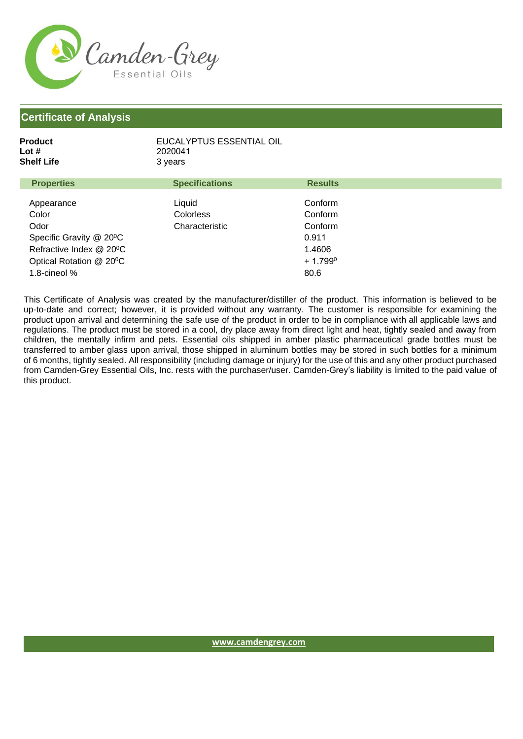Camden-Grey

Essential Oils

## Certificate of Analysis

**Product** EUCALYPTUS ESSENTIAL OIL
**Lot #** 2020041
**Shelf Life** 3 years

| Properties | Specifications | Results |
|---|---|---|
| Appearance | Liquid | Conform |
| Color | Colorless | Conform |
| Odor | Characteristic | Conform |
| Specific Gravity @ 20$^0$C | | 0.911 |
| Refractive Index @ 20$^0$C | | 1.4606 |
| Optical Rotation @ 20$^0$C | | + 1.799$^0$ |
| 1.8-cineol % | | 80.6 |

This Certificate of Analysis was created by the manufacturer/distiller of the product. This information is believed to be up-to-date and correct; however, it is provided without any warranty. The customer is responsible for examining the product upon arrival and determining the safe use of the product in order to be in compliance with all applicable laws and regulations. The product must be stored in a cool, dry place away from direct light and heat, tightly sealed and away from children, the mentally infirm and pets. Essential oils shipped in amber plastic pharmaceutical grade bottles must be transferred to amber glass upon arrival, those shipped in aluminum bottles may be stored in such bottles for a minimum of 6 months, tightly sealed. All responsibility (including damage or injury) for the use of this and any other product purchased from Camden-Grey Essential Oils, Inc. rests with the purchaser/user. Camden-Grey's liability is limited to the paid value of this product.

www.camdengrey.com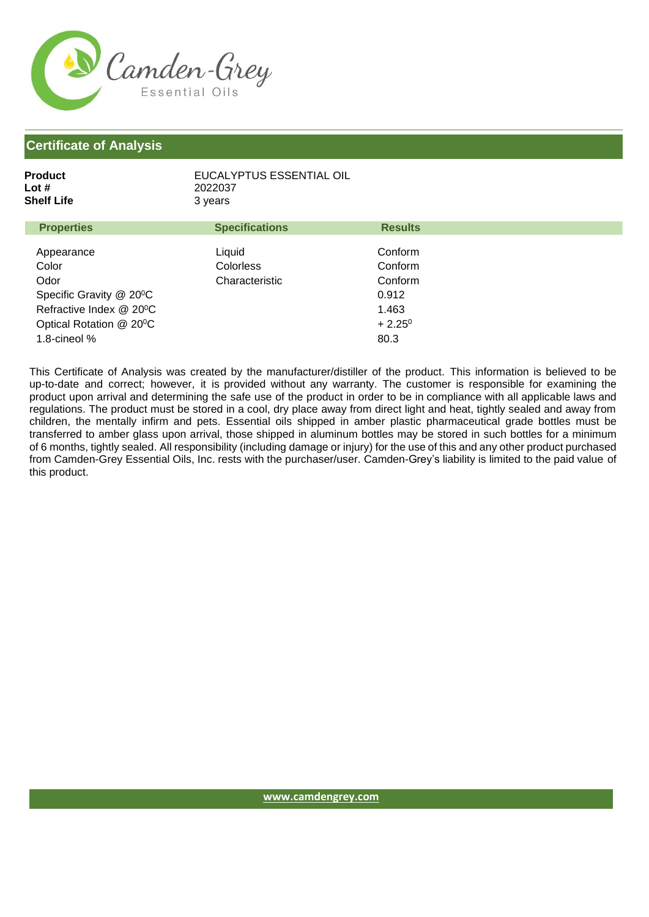Camden-Grey
Essential Oils

## Certificate of Analysis

**Product** EUCALYPTUS ESSENTIAL OIL
**Lot #** 2022037
**Shelf Life** 3 years

| Properties | Specifications | Results |
| --- | --- | --- |
| Appearance | Liquid | Conform |
| Color | Colorless | Conform |
| Odor | Characteristic | Conform |
| Specific Gravity @ 20$^0$C | | 0.912 |
| Refractive Index @ 20$^0$C | | 1.463 |
| Optical Rotation @ 20$^0$C | | + 2.25$^0$ |
| 1.8-cineol % | | 80.3 |

This Certificate of Analysis was created by the manufacturer/distiller of the product. This information is believed to be up-to-date and correct; however, it is provided without any warranty. The customer is responsible for examining the product upon arrival and determining the safe use of the product in order to be in compliance with all applicable laws and regulations. The product must be stored in a cool, dry place away from direct light and heat, tightly sealed and away from children, the mentally infirm and pets. Essential oils shipped in amber plastic pharmaceutical grade bottles must be transferred to amber glass upon arrival, those shipped in aluminum bottles may be stored in such bottles for a minimum of 6 months, tightly sealed. All responsibility (including damage or injury) for the use of this and any other product purchased from Camden-Grey Essential Oils, Inc. rests with the purchaser/user. Camden-Grey's liability is limited to the paid value of this product.

www.camdengrey.com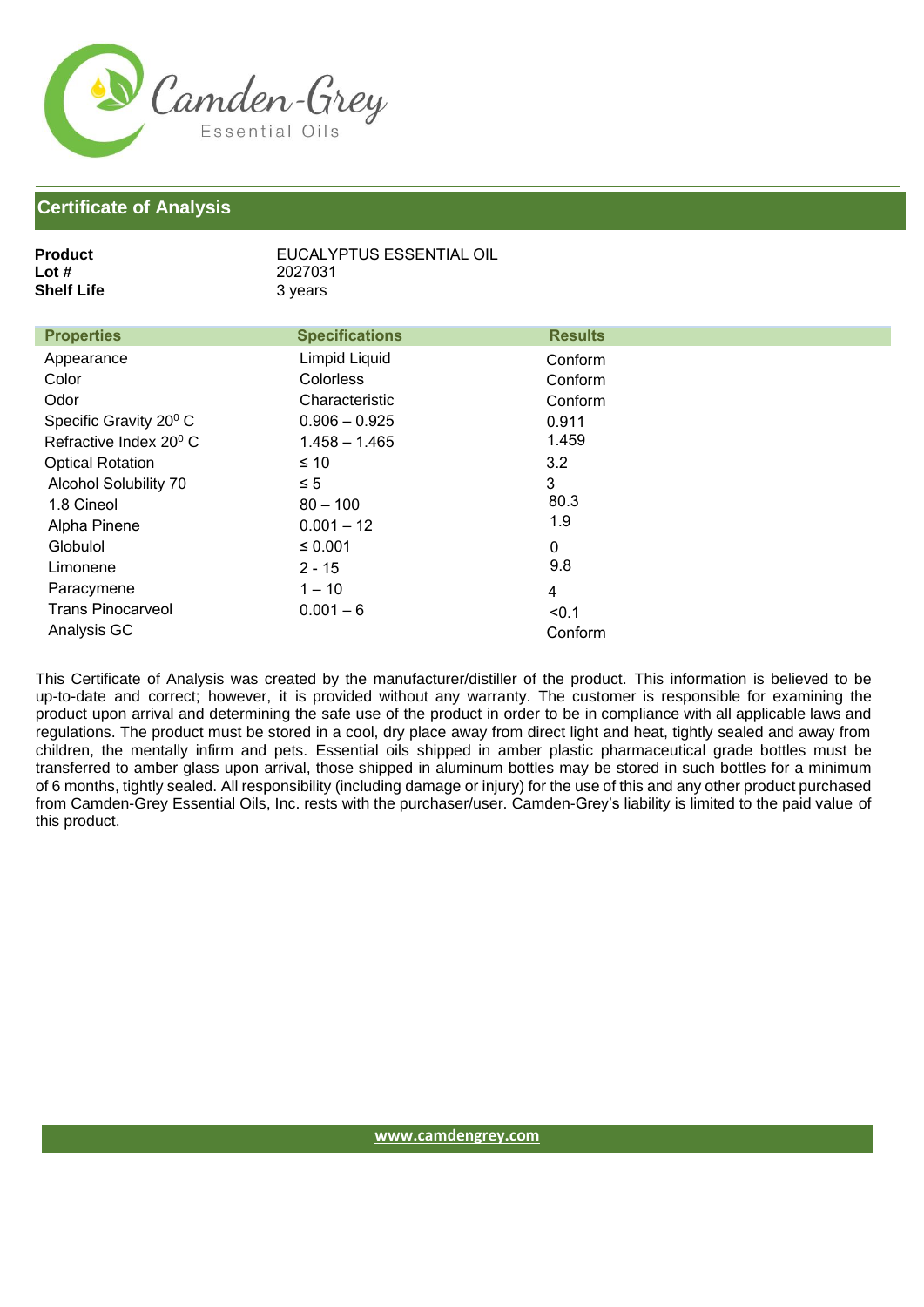Camden-Grey Essential Oils

## Certificate of Analysis

**Product** EUCALYPTUS ESSENTIAL OIL
**Lot #** 2027031
**Shelf Life** 3 years

| Properties | Specifications | Results |
|---|---|---|
| Appearance | Limpid Liquid | Conform |
| Color | Colorless | Conform |
| Odor | Characteristic | Conform |
| Specific Gravity 20⁰ C | 0.906 – 0.925 | 0.911 |
| Refractive Index 20⁰ C | 1.458 – 1.465 | 1.459 |
| Optical Rotation | ≤ 10 | 3.2 |
| Alcohol Solubility 70 | ≤ 5 | 3 |
| 1.8 Cineol | 80 – 100 | 80.3 |
| Alpha Pinene | 0.001 – 12 | 1.9 |
| Globulol | ≤ 0.001 | 0 |
| Limonene | 2 - 15 | 9.8 |
| Paracymene | 1 – 10 | 4 |
| Trans Pinocarveol | 0.001 – 6 | <0.1 |
| Analysis GC | | Conform |

This Certificate of Analysis was created by the manufacturer/distiller of the product. This information is believed to be up-to-date and correct; however, it is provided without any warranty. The customer is responsible for examining the product upon arrival and determining the safe use of the product in order to be in compliance with all applicable laws and regulations. The product must be stored in a cool, dry place away from direct light and heat, tightly sealed and away from children, the mentally infirm and pets. Essential oils shipped in amber plastic pharmaceutical grade bottles must be transferred to amber glass upon arrival, those shipped in aluminum bottles may be stored in such bottles for a minimum of 6 months, tightly sealed. All responsibility (including damage or injury) for the use of this and any other product purchased from Camden-Grey Essential Oils, Inc. rests with the purchaser/user. Camden-Grey's liability is limited to the paid value of this product.

www.camdengrey.com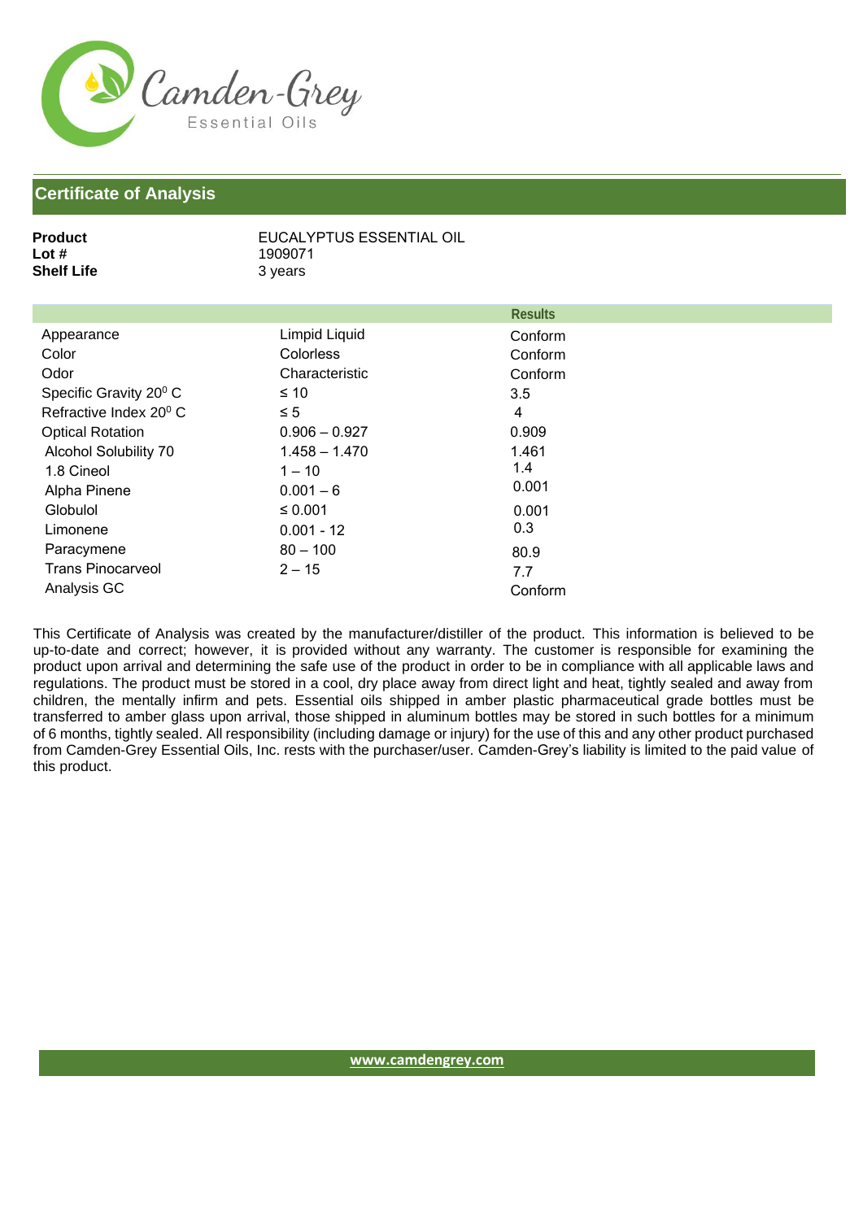Camden-Grey
Essential Oils

## Certificate of Analysis

**Product** EUCALYPTUS ESSENTIAL OIL
**Lot #** 1909071
**Shelf Life** 3 years

| | | Results |
|---|---|---|
| Appearance | Limpid Liquid | Conform |
| Color | Colorless | Conform |
| Odor | Characteristic | Conform |
| Specific Gravity 20⁰ C | ≤ 10 | 3.5 |
| Refractive Index 20⁰ C | ≤ 5 | 4 |
| Optical Rotation | 0.906 – 0.927 | 0.909 |
| Alcohol Solubility 70 | 1.458 – 1.470 | 1.461 |
| 1.8 Cineol | 1 – 10 | 1.4 |
| Alpha Pinene | 0.001 – 6 | 0.001 |
| Globulol | ≤ 0.001 | 0.001 |
| Limonene | 0.001 - 12 | 0.3 |
| Paracymene | 80 – 100 | 80.9 |
| Trans Pinocarveol | 2 – 15 | 7.7 |
| Analysis GC | | Conform |

This Certificate of Analysis was created by the manufacturer/distiller of the product. This information is believed to be up-to-date and correct; however, it is provided without any warranty. The customer is responsible for examining the product upon arrival and determining the safe use of the product in order to be in compliance with all applicable laws and regulations. The product must be stored in a cool, dry place away from direct light and heat, tightly sealed and away from children, the mentally infirm and pets. Essential oils shipped in amber plastic pharmaceutical grade bottles must be transferred to amber glass upon arrival, those shipped in aluminum bottles may be stored in such bottles for a minimum of 6 months, tightly sealed. All responsibility (including damage or injury) for the use of this and any other product purchased from Camden-Grey Essential Oils, Inc. rests with the purchaser/user. Camden-Grey's liability is limited to the paid value of this product.

www.camdengrey.com